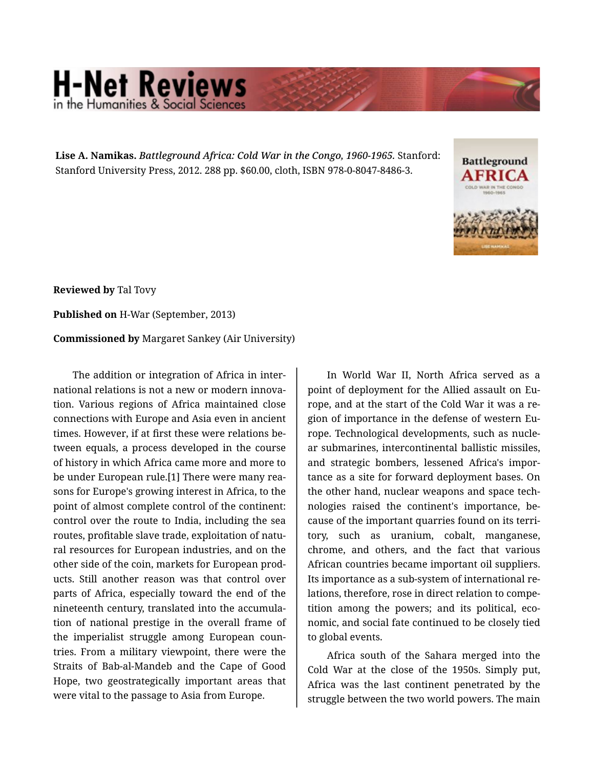**Lise A. Namikas.** *Battleground Africa: Cold War in the Congo, 1960-1965.* Stanford: Stanford University Press, 2012. 288 pp. $60.00, cloth, ISBN 978-0-8047-8486-3.

**Reviewed by** Tal Tovy

**Published on** H-War (September, 2013)

**Commissioned by** Margaret Sankey (Air University)

The addition or integration of Africa in international relations is not a new or modern innovation. Various regions of Africa maintained close connections with Europe and Asia even in ancient times. However, if at first these were relations between equals, a process developed in the course of history in which Africa came more and more to be under European rule.[1] There were many reasons for Europe's growing interest in Africa, to the point of almost complete control of the continent: control over the route to India, including the sea routes, profitable slave trade, exploitation of natural resources for European industries, and on the other side of the coin, markets for European products. Still another reason was that control over parts of Africa, especially toward the end of the nineteenth century, translated into the accumulation of national prestige in the overall frame of the imperialist struggle among European countries. From a military viewpoint, there were the Straits of Bab-al-Mandeb and the Cape of Good Hope, two geostrategically important areas that were vital to the passage to Asia from Europe.

In World War II, North Africa served as a point of deployment for the Allied assault on Europe, and at the start of the Cold War it was a region of importance in the defense of western Europe. Technological developments, such as nuclear submarines, intercontinental ballistic missiles, and strategic bombers, lessened Africa's importance as a site for forward deployment bases. On the other hand, nuclear weapons and space technologies raised the continent's importance, because of the important quarries found on its territory, such as uranium, cobalt, manganese, chrome, and others, and the fact that various African countries became important oil suppliers. Its importance as a sub-system of international relations, therefore, rose in direct relation to competition among the powers; and its political, economic, and social fate continued to be closely tied to global events.

Africa south of the Sahara merged into the Cold War at the close of the 1950s. Simply put, Africa was the last continent penetrated by the struggle between the two world powers. The main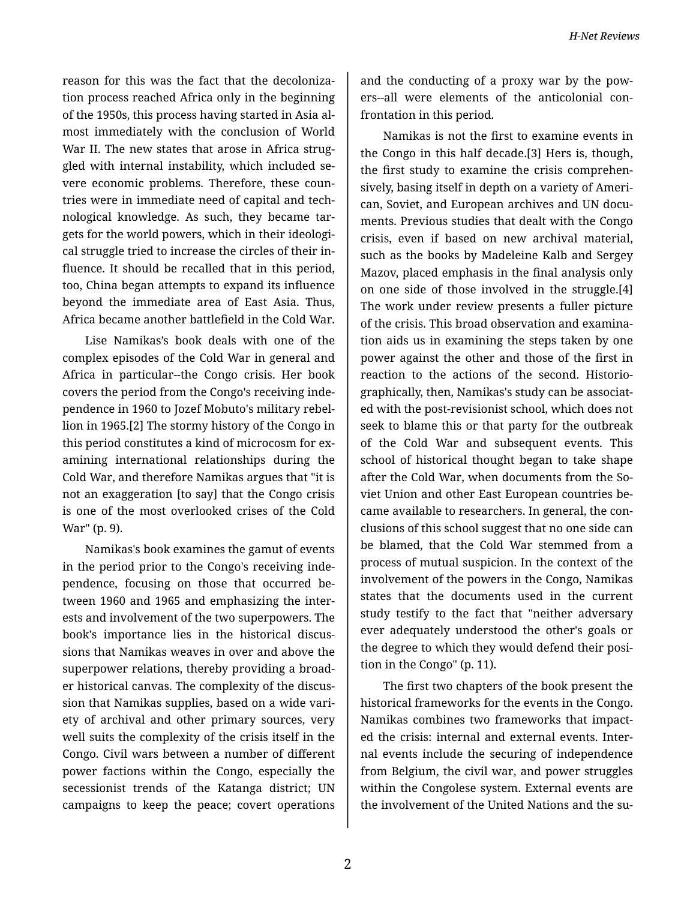reason for this was the fact that the decolonization process reached Africa only in the beginning of the 1950s, this process having started in Asia almost immediately with the conclusion of World War II. The new states that arose in Africa struggled with internal instability, which included severe economic problems. Therefore, these countries were in immediate need of capital and technological knowledge. As such, they became targets for the world powers, which in their ideological struggle tried to increase the circles of their influence. It should be recalled that in this period, too, China began attempts to expand its influence beyond the immediate area of East Asia. Thus, Africa became another battlefield in the Cold War.

Lise Namikas's book deals with one of the complex episodes of the Cold War in general and Africa in particular--the Congo crisis. Her book covers the period from the Congo's receiving independence in 1960 to Jozef Mobuto's military rebellion in 1965.[2] The stormy history of the Congo in this period constitutes a kind of microcosm for examining international relationships during the Cold War, and therefore Namikas argues that "it is not an exaggeration [to say] that the Congo crisis is one of the most overlooked crises of the Cold War" (p. 9).

Namikas's book examines the gamut of events in the period prior to the Congo's receiving independence, focusing on those that occurred between 1960 and 1965 and emphasizing the interests and involvement of the two superpowers. The book's importance lies in the historical discussions that Namikas weaves in over and above the superpower relations, thereby providing a broader historical canvas. The complexity of the discussion that Namikas supplies, based on a wide variety of archival and other primary sources, very well suits the complexity of the crisis itself in the Congo. Civil wars between a number of different power factions within the Congo, especially the secessionist trends of the Katanga district; UN campaigns to keep the peace; covert operations and the conducting of a proxy war by the powers--all were elements of the anticolonial confrontation in this period.

Namikas is not the first to examine events in the Congo in this half decade.[3] Hers is, though, the first study to examine the crisis comprehensively, basing itself in depth on a variety of American, Soviet, and European archives and UN documents. Previous studies that dealt with the Congo crisis, even if based on new archival material, such as the books by Madeleine Kalb and Sergey Mazov, placed emphasis in the final analysis only on one side of those involved in the struggle.[4] The work under review presents a fuller picture of the crisis. This broad observation and examination aids us in examining the steps taken by one power against the other and those of the first in reaction to the actions of the second. Historiographically, then, Namikas's study can be associated with the post-revisionist school, which does not seek to blame this or that party for the outbreak of the Cold War and subsequent events. This school of historical thought began to take shape after the Cold War, when documents from the Soviet Union and other East European countries became available to researchers. In general, the conclusions of this school suggest that no one side can be blamed, that the Cold War stemmed from a process of mutual suspicion. In the context of the involvement of the powers in the Congo, Namikas states that the documents used in the current study testify to the fact that "neither adversary ever adequately understood the other's goals or the degree to which they would defend their position in the Congo" (p. 11).

The first two chapters of the book present the historical frameworks for the events in the Congo. Namikas combines two frameworks that impacted the crisis: internal and external events. Internal events include the securing of independence from Belgium, the civil war, and power struggles within the Congolese system. External events are the involvement of the United Nations and the su-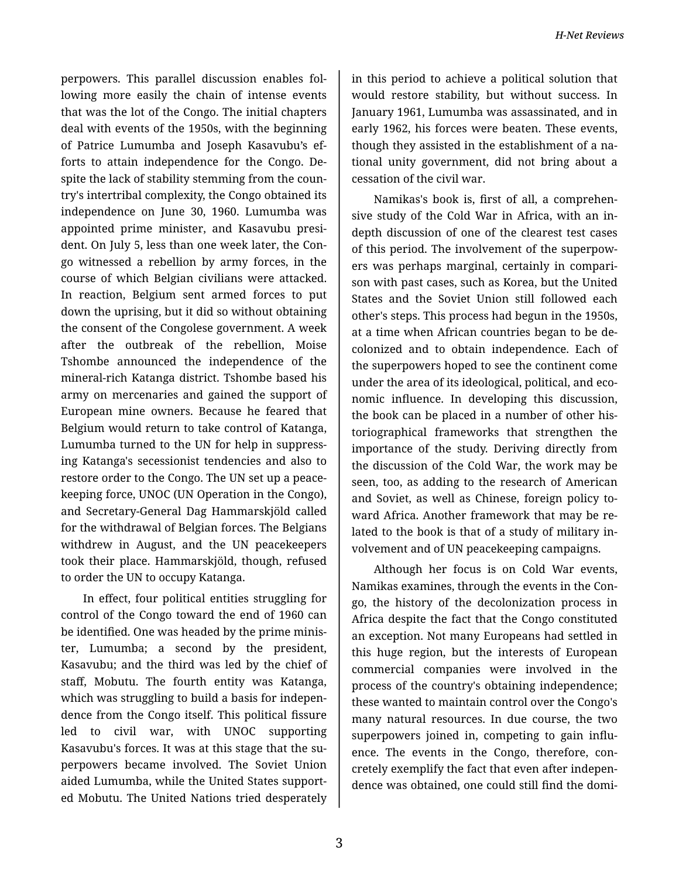perpowers. This parallel discussion enables following more easily the chain of intense events that was the lot of the Congo. The initial chapters deal with events of the 1950s, with the beginning of Patrice Lumumba and Joseph Kasavubu's efforts to attain independence for the Congo. Despite the lack of stability stemming from the country's intertribal complexity, the Congo obtained its independence on June 30, 1960. Lumumba was appointed prime minister, and Kasavubu president. On July 5, less than one week later, the Congo witnessed a rebellion by army forces, in the course of which Belgian civilians were attacked. In reaction, Belgium sent armed forces to put down the uprising, but it did so without obtaining the consent of the Congolese government. A week after the outbreak of the rebellion, Moise Tshombe announced the independence of the mineral-rich Katanga district. Tshombe based his army on mercenaries and gained the support of European mine owners. Because he feared that Belgium would return to take control of Katanga, Lumumba turned to the UN for help in suppressing Katanga's secessionist tendencies and also to restore order to the Congo. The UN set up a peacekeeping force, UNOC (UN Operation in the Congo), and Secretary-General Dag Hammarskjöld called for the withdrawal of Belgian forces. The Belgians withdrew in August, and the UN peacekeepers took their place. Hammarskjöld, though, refused to order the UN to occupy Katanga.

In effect, four political entities struggling for control of the Congo toward the end of 1960 can be identified. One was headed by the prime minister, Lumumba; a second by the president, Kasavubu; and the third was led by the chief of staff, Mobutu. The fourth entity was Katanga, which was struggling to build a basis for independence from the Congo itself. This political fissure led to civil war, with UNOC supporting Kasavubu's forces. It was at this stage that the superpowers became involved. The Soviet Union aided Lumumba, while the United States supported Mobutu. The United Nations tried desperately in this period to achieve a political solution that would restore stability, but without success. In January 1961, Lumumba was assassinated, and in early 1962, his forces were beaten. These events, though they assisted in the establishment of a national unity government, did not bring about a cessation of the civil war.

Namikas's book is, first of all, a comprehensive study of the Cold War in Africa, with an in-depth discussion of one of the clearest test cases of this period. The involvement of the superpowers was perhaps marginal, certainly in comparison with past cases, such as Korea, but the United States and the Soviet Union still followed each other's steps. This process had begun in the 1950s, at a time when African countries began to be decolonized and to obtain independence. Each of the superpowers hoped to see the continent come under the area of its ideological, political, and economic influence. In developing this discussion, the book can be placed in a number of other historiographical frameworks that strengthen the importance of the study. Deriving directly from the discussion of the Cold War, the work may be seen, too, as adding to the research of American and Soviet, as well as Chinese, foreign policy toward Africa. Another framework that may be related to the book is that of a study of military involvement and of UN peacekeeping campaigns.

Although her focus is on Cold War events, Namikas examines, through the events in the Congo, the history of the decolonization process in Africa despite the fact that the Congo constituted an exception. Not many Europeans had settled in this huge region, but the interests of European commercial companies were involved in the process of the country's obtaining independence; these wanted to maintain control over the Congo's many natural resources. In due course, the two superpowers joined in, competing to gain influence. The events in the Congo, therefore, concretely exemplify the fact that even after independence was obtained, one could still find the domi-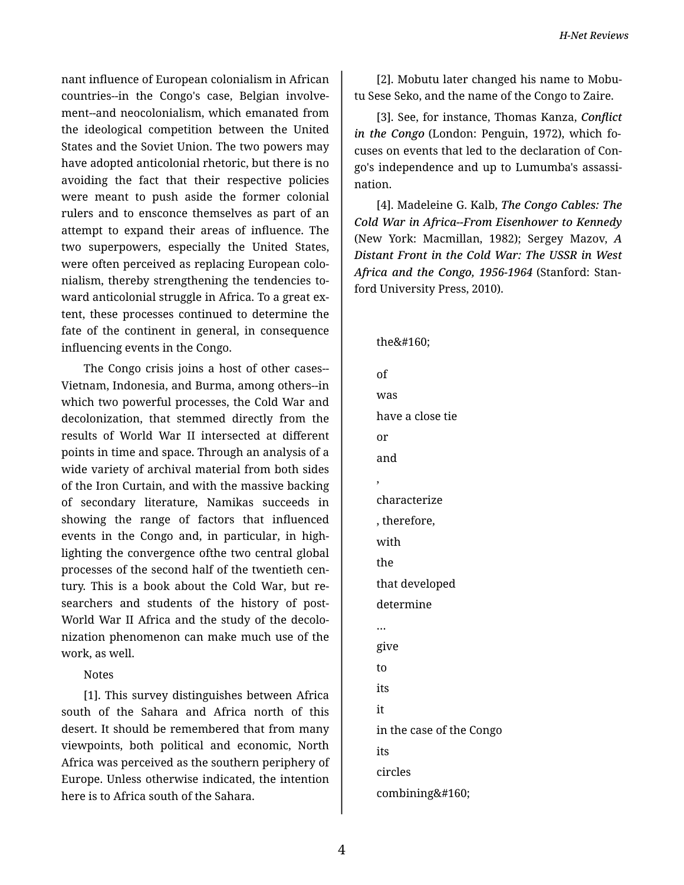nant influence of European colonialism in African countries--in the Congo's case, Belgian involvement--and neocolonialism, which emanated from the ideological competition between the United States and the Soviet Union. The two powers may have adopted anticolonial rhetoric, but there is no avoiding the fact that their respective policies were meant to push aside the former colonial rulers and to ensconce themselves as part of an attempt to expand their areas of influence. The two superpowers, especially the United States, were often perceived as replacing European colonialism, thereby strengthening the tendencies toward anticolonial struggle in Africa. To a great extent, these processes continued to determine the fate of the continent in general, in consequence influencing events in the Congo.

The Congo crisis joins a host of other cases--Vietnam, Indonesia, and Burma, among others--in which two powerful processes, the Cold War and decolonization, that stemmed directly from the results of World War II intersected at different points in time and space. Through an analysis of a wide variety of archival material from both sides of the Iron Curtain, and with the massive backing of secondary literature, Namikas succeeds in showing the range of factors that influenced events in the Congo and, in particular, in highlighting the convergence ofthe two central global processes of the second half of the twentieth century. This is a book about the Cold War, but researchers and students of the history of post-World War II Africa and the study of the decolonization phenomenon can make much use of the work, as well.

Notes

[1]. This survey distinguishes between Africa south of the Sahara and Africa north of this desert. It should be remembered that from many viewpoints, both political and economic, North Africa was perceived as the southern periphery of Europe. Unless otherwise indicated, the intention here is to Africa south of the Sahara.

[2]. Mobutu later changed his name to Mobutu Sese Seko, and the name of the Congo to Zaire.

[3]. See, for instance, Thomas Kanza, *Conflict in the Congo* (London: Penguin, 1972), which focuses on events that led to the declaration of Congo's independence and up to Lumumba's assassination.

[4]. Madeleine G. Kalb, ***The Congo Cables: The Cold War in Africa--From Eisenhower to Kennedy*** (New York: Macmillan, 1982); Sergey Mazov, ***A Distant Front in the Cold War: The USSR in West Africa and the Congo, 1956-1964*** (Stanford: Stanford University Press, 2010).

the&#160;

of

was

have a close tie

or

and

,

characterize

, therefore,

with

the

that developed

determine

…

give

to

its

it

in the case of the Congo

its

circles

combining&#160;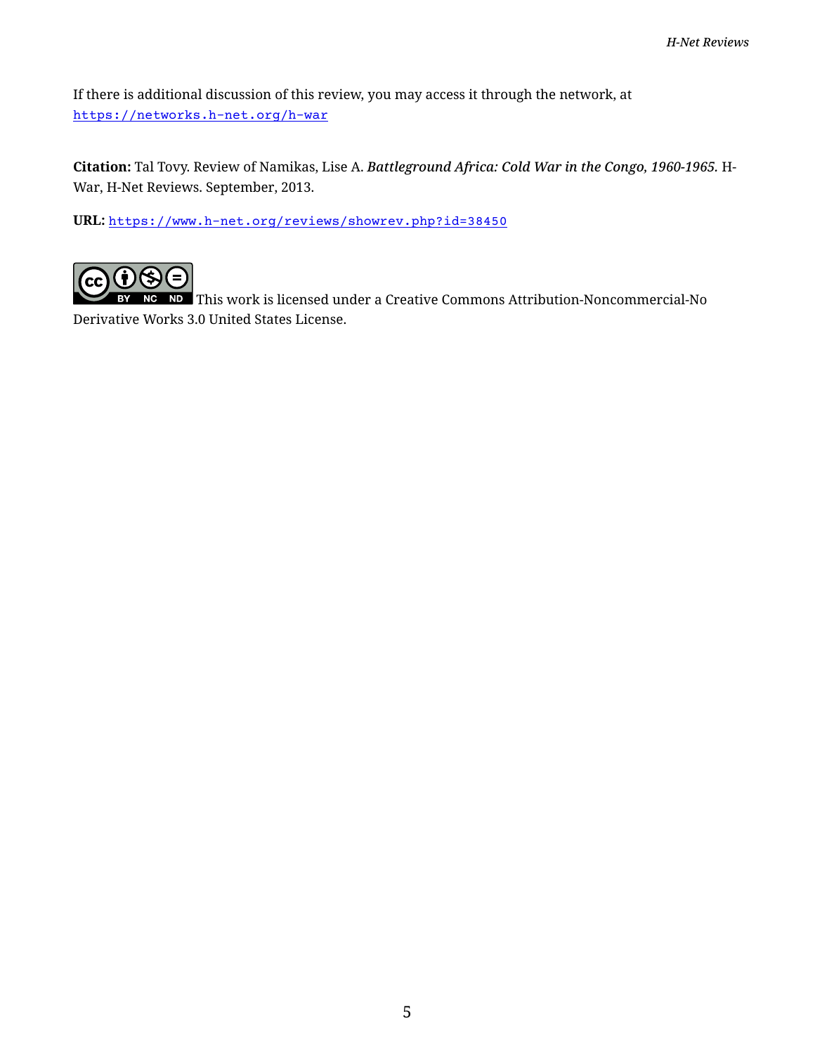If there is additional discussion of this review, you may access it through the network, at https://networks.h-net.org/h-war

**Citation:** Tal Tovy. Review of Namikas, Lise A. *Battleground Africa: Cold War in the Congo, 1960-1965*. H-War, H-Net Reviews. September, 2013.

**URL:** https://www.h-net.org/reviews/showrev.php?id=38450

This work is licensed under a Creative Commons Attribution-Noncommercial-No Derivative Works 3.0 United States License.